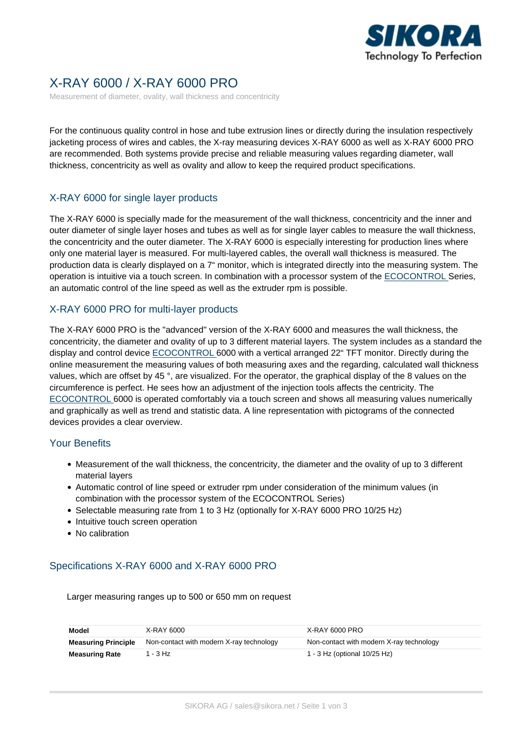# X-RAY 6000 / X-RAY 6000 PRO

Measurement of diameter, ovality, wall thickness and concentricity

For the continuous quality control in hose and tube extrusion lines or directly during the insulation respectively jacketing process of wires and cables, the X-ray measuring devices X-RAY 6000 as well as X-RAY 6000 PRO are recommended. Both systems provide precise and reliable measuring values regarding diameter, wall thickness, concentricity as well as ovality and allow to keep the required product specifications.

## X-RAY 6000 for single layer products

The X-RAY 6000 is specially made for the measurement of the wall thickness, concentricity and the inner and outer diameter of single layer hoses and tubes as well as for single layer cables to measure the wall thickness, the concentricity and the outer diameter. The X-RAY 6000 is especially interesting for production lines where only one material layer is measured. For multi-layered cables, the overall wall thickness is measured. The production data is clearly displayed on a 7" monitor, which is integrated directly into the measuring system. The operation is intuitive via a touch screen. In combination with a processor system of the ECOCONTROL Series, an automatic control of the line speed as well as the extruder rpm is possible.

## X-RAY 6000 PRO for multi-layer products

The X-RAY 6000 PRO is the "advanced" version of the X-RAY 6000 and measures the wall thickness, the concentricity, the diameter and ovality of up to 3 different material layers. The system includes as a standard the display and control device ECOCONTROL 6000 with a vertical arranged 22" TFT monitor. Directly during the online measurement the measuring values of both measuring axes and the regarding, calculated wall thickness values, which are offset by 45 °, are visualized. For the operator, the graphical display of the 8 values on the circumference is perfect. He sees how an adjustment of the injection tools affects the centricity. The ECOCONTROL 6000 is operated comfortably via a touch screen and shows all measuring values numerically and graphically as well as trend and statistic data. A line representation with pictograms of the connected devices provides a clear overview.

## Your Benefits

- Measurement of the wall thickness, the concentricity, the diameter and the ovality of up to 3 different material layers
- Automatic control of line speed or extruder rpm under consideration of the minimum values (in combination with the processor system of the ECOCONTROL Series)
- Selectable measuring rate from 1 to 3 Hz (optionally for X-RAY 6000 PRO 10/25 Hz)
- Intuitive touch screen operation
- No calibration

## Specifications X-RAY 6000 and X-RAY 6000 PRO

Larger measuring ranges up to 500 or 650 mm on request

| **Model** | X-RAY 6000 | X-RAY 6000 PRO |
|---|---|---|
| **Measuring Principle** | Non-contact with modern X-ray technology | Non-contact with modern X-ray technology |
| **Measuring Rate** | 1 - 3 Hz | 1 - 3 Hz (optional 10/25 Hz) |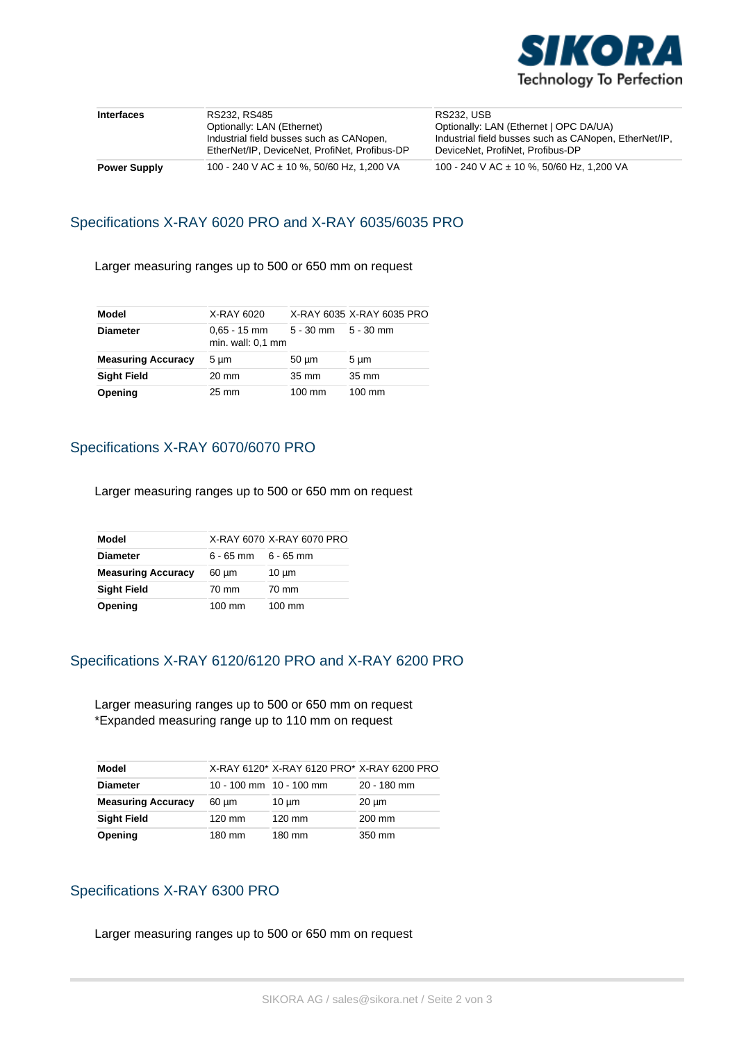| | | |
|---|---|---|
| **Interfaces** | RS232, RS485<br>Optionally: LAN (Ethernet)<br>Industrial field busses such as CANopen, EtherNet/IP, DeviceNet, ProfiNet, Profibus-DP | RS232, USB<br>Optionally: LAN (Ethernet \| OPC DA/UA)<br>Industrial field busses such as CANopen, EtherNet/IP, DeviceNet, ProfiNet, Profibus-DP |
| **Power Supply** | 100 - 240 V AC ± 10 %, 50/60 Hz, 1,200 VA | 100 - 240 V AC ± 10 %, 50/60 Hz, 1,200 VA |

## Specifications X-RAY 6020 PRO and X-RAY 6035/6035 PRO

Larger measuring ranges up to 500 or 650 mm on request

| **Model** | X-RAY 6020 | X-RAY 6035 | X-RAY 6035 PRO |
|---|---|---|---|
| **Diameter** | 0,65 - 15 mm<br>min. wall: 0,1 mm | 5 - 30 mm | 5 - 30 mm |
| **Measuring Accuracy** | 5 µm | 50 µm | 5 µm |
| **Sight Field** | 20 mm | 35 mm | 35 mm |
| **Opening** | 25 mm | 100 mm | 100 mm |

## Specifications X-RAY 6070/6070 PRO

Larger measuring ranges up to 500 or 650 mm on request

| **Model** | X-RAY 6070 | X-RAY 6070 PRO |
|---|---|---|
| **Diameter** | 6 - 65 mm | 6 - 65 mm |
| **Measuring Accuracy** | 60 µm | 10 µm |
| **Sight Field** | 70 mm | 70 mm |
| **Opening** | 100 mm | 100 mm |

## Specifications X-RAY 6120/6120 PRO and X-RAY 6200 PRO

Larger measuring ranges up to 500 or 650 mm on request
*Expanded measuring range up to 110 mm on request

| **Model** | X-RAY 6120* | X-RAY 6120 PRO* | X-RAY 6200 PRO |
|---|---|---|---|
| **Diameter** | 10 - 100 mm | 10 - 100 mm | 20 - 180 mm |
| **Measuring Accuracy** | 60 µm | 10 µm | 20 µm |
| **Sight Field** | 120 mm | 120 mm | 200 mm |
| **Opening** | 180 mm | 180 mm | 350 mm |

## Specifications X-RAY 6300 PRO

Larger measuring ranges up to 500 or 650 mm on request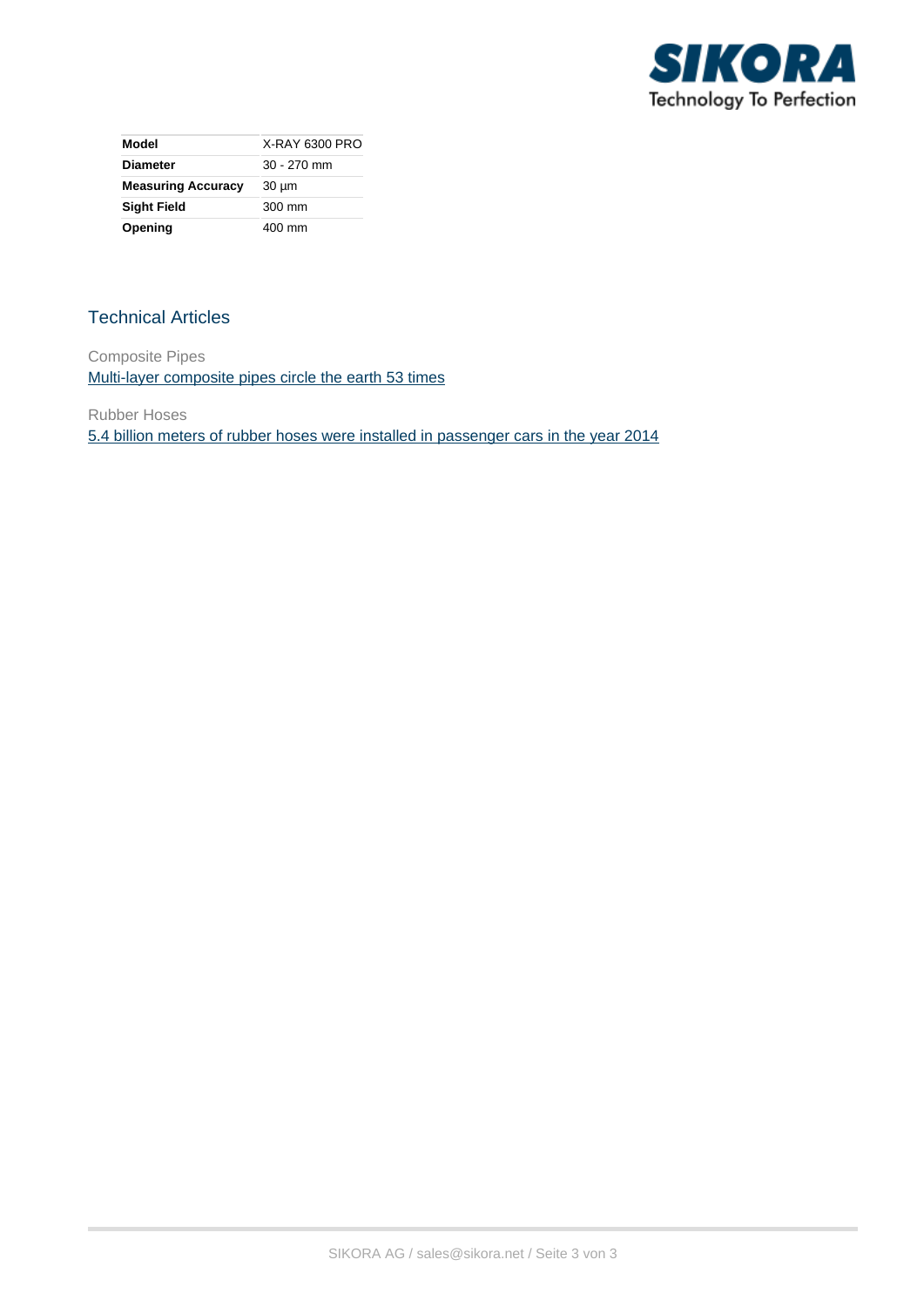| | |
|---|---|
| **Model** | X-RAY 6300 PRO |
| **Diameter** | 30 - 270 mm |
| **Measuring Accuracy** | 30 µm |
| **Sight Field** | 300 mm |
| **Opening** | 400 mm |

## Technical Articles

Composite Pipes
Multi-layer composite pipes circle the earth 53 times

Rubber Hoses
5.4 billion meters of rubber hoses were installed in passenger cars in the year 2014